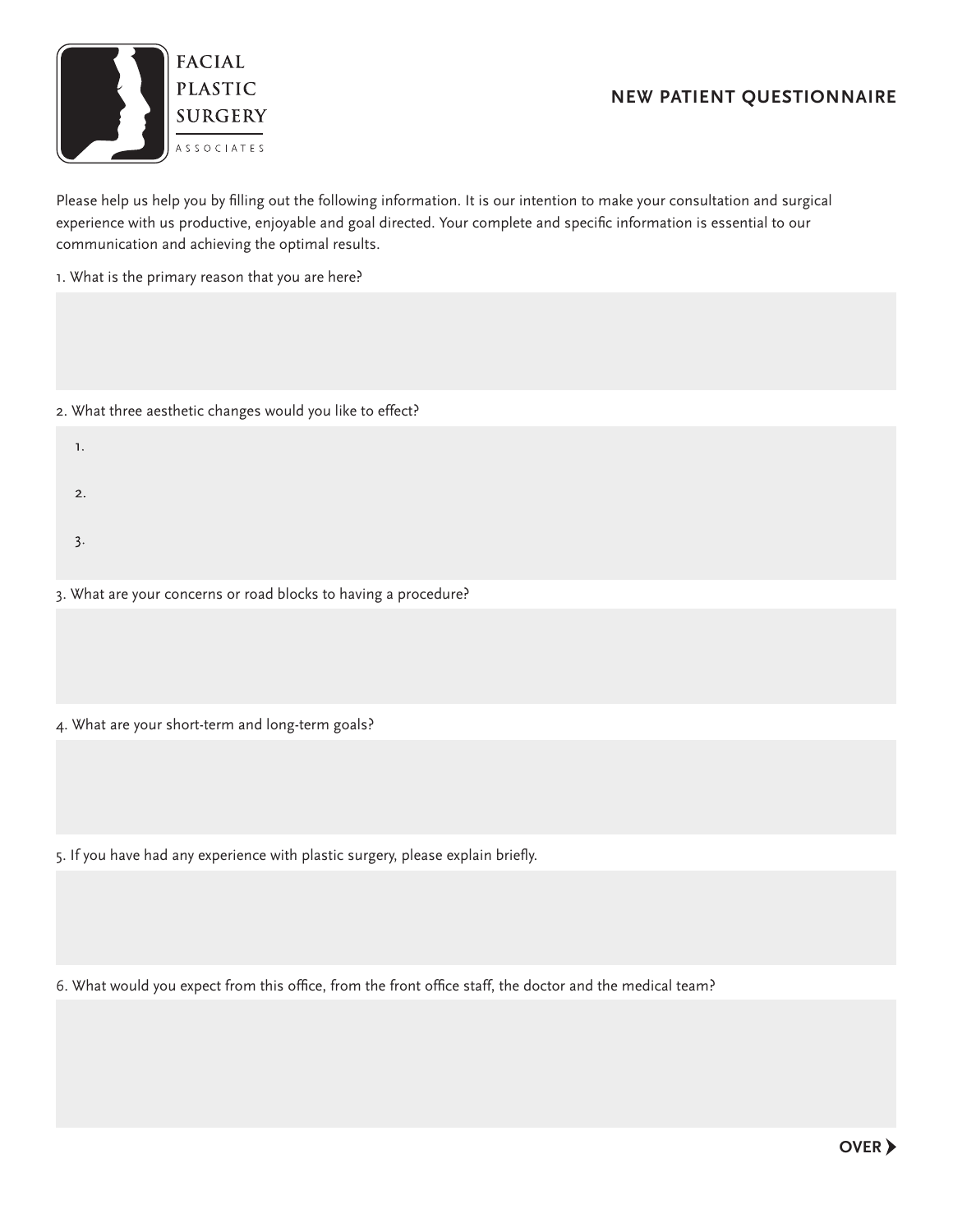FACIAL PLASTIC SURGERY ASSOCIATES

# NEW PATIENT QUESTIONNAIRE

Please help us help you by filling out the following information. It is our intention to make your consultation and surgical experience with us productive, enjoyable and goal directed. Your complete and specific information is essential to our communication and achieving the optimal results.

1. What is the primary reason that you are here?

2. What three aesthetic changes would you like to effect?

   1.

   2.

   3.

3. What are your concerns or road blocks to having a procedure?

4. What are your short-term and long-term goals?

5. If you have had any experience with plastic surgery, please explain briefly.

6. What would you expect from this office, from the front office staff, the doctor and the medical team?

**OVER**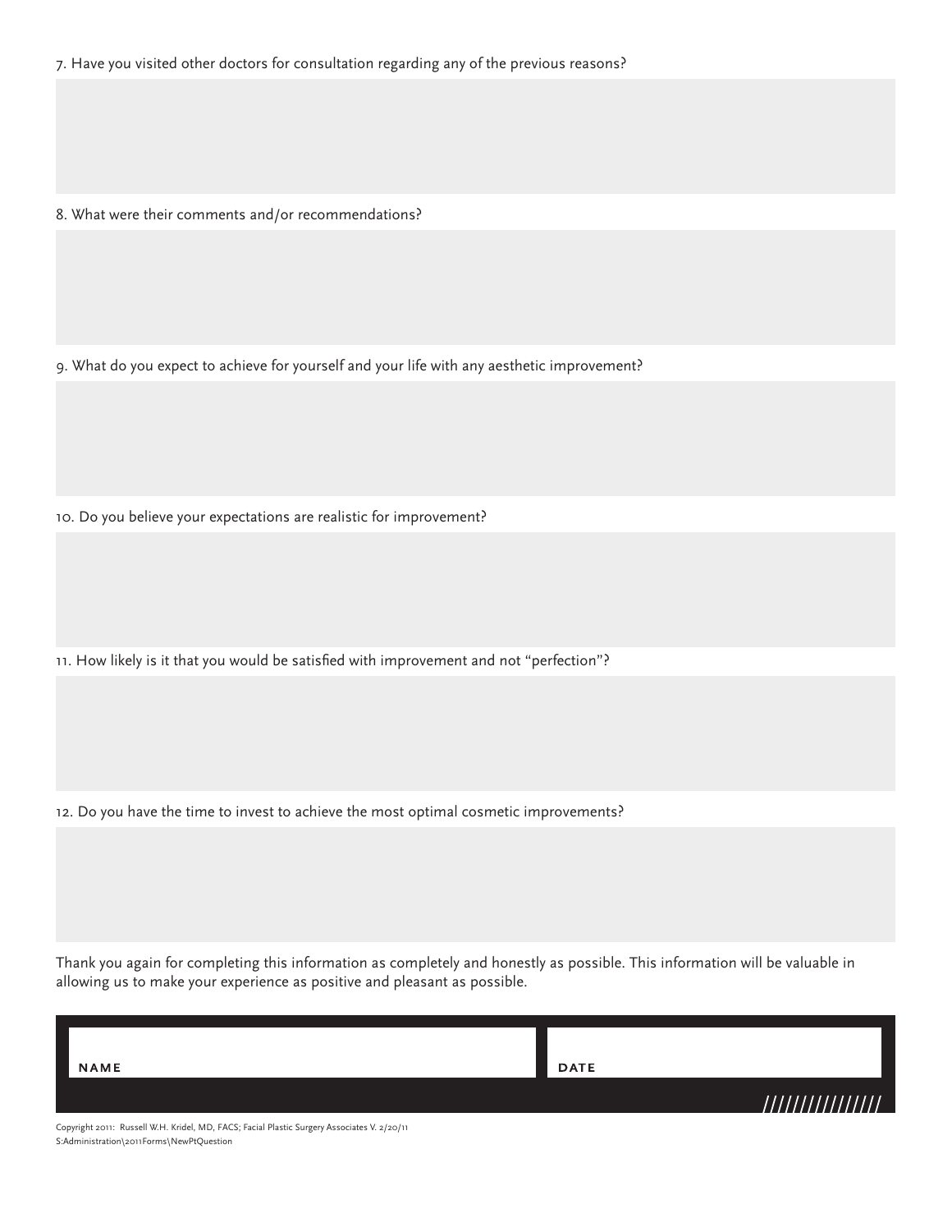7. Have you visited other doctors for consultation regarding any of the previous reasons?

8. What were their comments and/or recommendations?

9. What do you expect to achieve for yourself and your life with any aesthetic improvement?

10. Do you believe your expectations are realistic for improvement?

11. How likely is it that you would be satisfied with improvement and not "perfection"?

12. Do you have the time to invest to achieve the most optimal cosmetic improvements?

Thank you again for completing this information as completely and honestly as possible. This information will be valuable in allowing us to make your experience as positive and pleasant as possible.

| **NAME** | **DATE** |
|---|---|
| | |

Copyright 2011: Russell W.H. Kridel, MD, FACS; Facial Plastic Surgery Associates V. 2/20/11
S:Administration\2011Forms\NewPtQuestion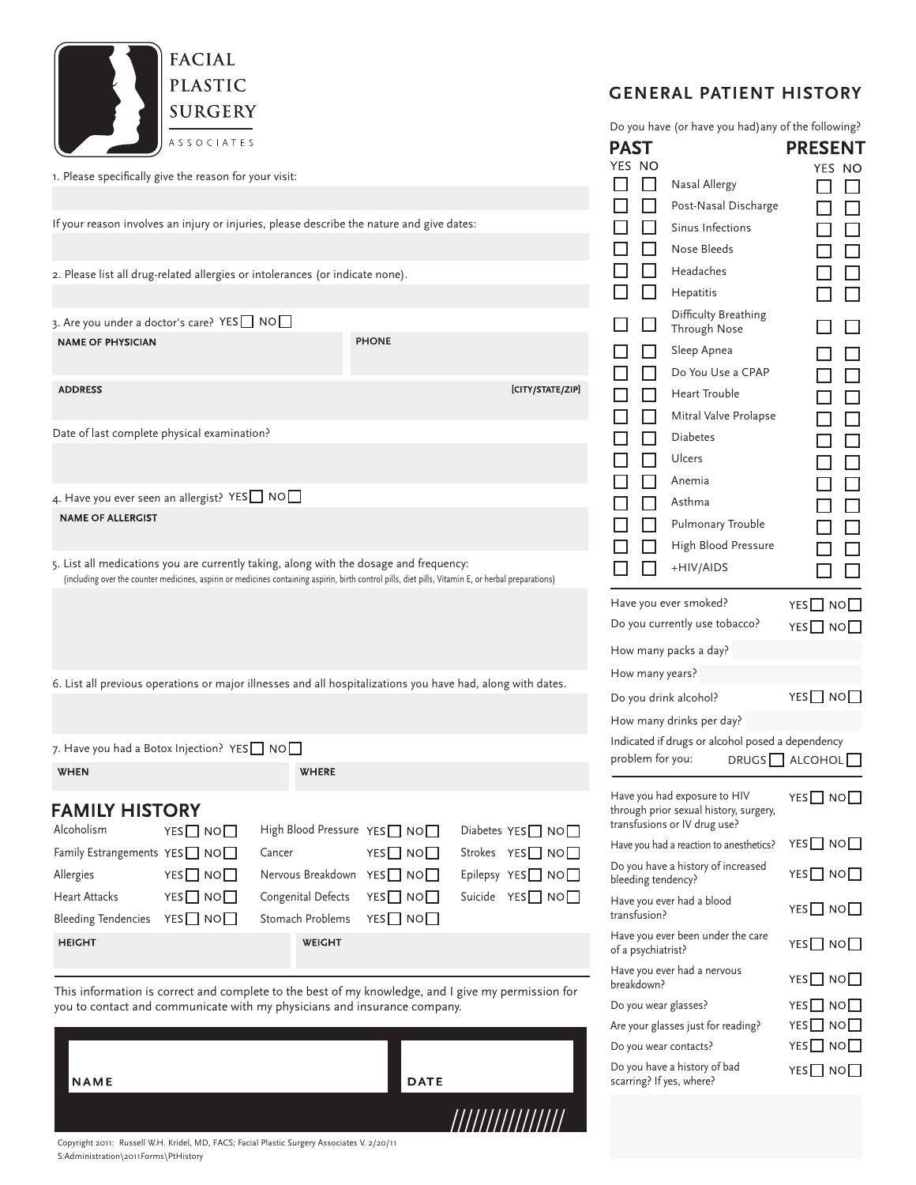# FACIAL PLASTIC SURGERY

ASSOCIATES

1. Please specifically give the reason for your visit:

If your reason involves an injury or injuries, please describe the nature and give dates:

2. Please list all drug-related allergies or intolerances (or indicate none).

3. Are you under a doctor's care? YES ☐ NO ☐

**NAME OF PHYSICIAN** | **PHONE**

**ADDRESS** | **[CITY/STATE/ZIP]**

Date of last complete physical examination?

4. Have you ever seen an allergist? YES ☐ NO ☐

**NAME OF ALLERGIST**

5. List all medications you are currently taking, along with the dosage and frequency:
(including over the counter medicines, aspirin or medicines containing aspirin, birth control pills, diet pills, Vitamin E, or herbal preparations)

6. List all previous operations or major illnesses and all hospitalizations you have had, along with dates.

7. Have you had a Botox Injection? YES ☐ NO ☐

**WHEN** | **WHERE**

## FAMILY HISTORY

| | | | | | |
|---|---|---|---|---|---|
| Alcoholism | YES ☐ NO ☐ | High Blood Pressure | YES ☐ NO ☐ | Diabetes | YES ☐ NO ☐ |
| Family Estrangements | YES ☐ NO ☐ | Cancer | YES ☐ NO ☐ | Strokes | YES ☐ NO ☐ |
| Allergies | YES ☐ NO ☐ | Nervous Breakdown | YES ☐ NO ☐ | Epilepsy | YES ☐ NO ☐ |
| Heart Attacks | YES ☐ NO ☐ | Congenital Defects | YES ☐ NO ☐ | Suicide | YES ☐ NO ☐ |
| Bleeding Tendencies | YES ☐ NO ☐ | Stomach Problems | YES ☐ NO ☐ | | |

**HEIGHT** | **WEIGHT**

This information is correct and complete to the best of my knowledge, and I give my permission for you to contact and communicate with my physicians and insurance company.

**NAME** | **DATE**

## GENERAL PATIENT HISTORY

Do you have (or have you had) any of the following?

| PAST YES | PAST NO | | PRESENT YES | PRESENT NO |
|---|---|---|---|---|
| ☐ | ☐ | Nasal Allergy | ☐ | ☐ |
| ☐ | ☐ | Post-Nasal Discharge | ☐ | ☐ |
| ☐ | ☐ | Sinus Infections | ☐ | ☐ |
| ☐ | ☐ | Nose Bleeds | ☐ | ☐ |
| ☐ | ☐ | Headaches | ☐ | ☐ |
| ☐ | ☐ | Hepatitis | ☐ | ☐ |
| ☐ | ☐ | Difficulty Breathing Through Nose | ☐ | ☐ |
| ☐ | ☐ | Sleep Apnea | ☐ | ☐ |
| ☐ | ☐ | Do You Use a CPAP | ☐ | ☐ |
| ☐ | ☐ | Heart Trouble | ☐ | ☐ |
| ☐ | ☐ | Mitral Valve Prolapse | ☐ | ☐ |
| ☐ | ☐ | Diabetes | ☐ | ☐ |
| ☐ | ☐ | Ulcers | ☐ | ☐ |
| ☐ | ☐ | Anemia | ☐ | ☐ |
| ☐ | ☐ | Asthma | ☐ | ☐ |
| ☐ | ☐ | Pulmonary Trouble | ☐ | ☐ |
| ☐ | ☐ | High Blood Pressure | ☐ | ☐ |
| ☐ | ☐ | +HIV/AIDS | ☐ | ☐ |

Have you ever smoked? YES ☐ NO ☐

Do you currently use tobacco? YES ☐ NO ☐

How many packs a day?

How many years?

Do you drink alcohol? YES ☐ NO ☐

How many drinks per day?

Indicated if drugs or alcohol posed a dependency problem for you: DRUGS ☐ ALCOHOL ☐

Have you had exposure to HIV through prior sexual history, surgery, transfusions or IV drug use? YES ☐ NO ☐

Have you had a reaction to anesthetics? YES ☐ NO ☐

Do you have a history of increased bleeding tendency? YES ☐ NO ☐

Have you ever had a blood transfusion? YES ☐ NO ☐

Have you ever been under the care of a psychiatrist? YES ☐ NO ☐

Have you ever had a nervous breakdown? YES ☐ NO ☐

Do you wear glasses? YES ☐ NO ☐

Are your glasses just for reading? YES ☐ NO ☐

Do you wear contacts? YES ☐ NO ☐

Do you have a history of bad scarring? If yes, where? YES ☐ NO ☐

Copyright 2011: Russell W.H. Kridel, MD, FACS; Facial Plastic Surgery Associates V. 2/20/11
S:Administration\2011Forms\PtHistory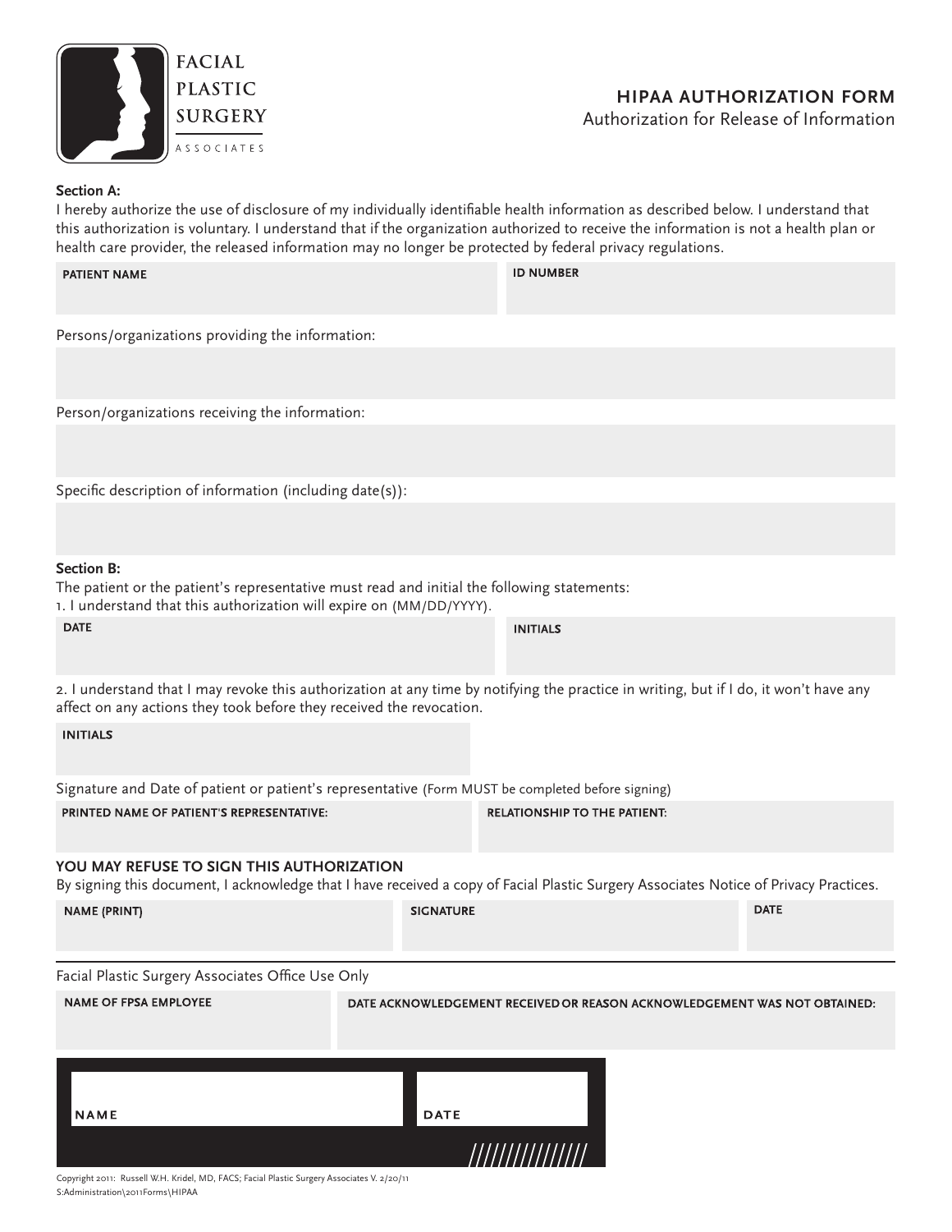FACIAL PLASTIC SURGERY ASSOCIATES

# HIPAA AUTHORIZATION FORM

Authorization for Release of Information

**Section A:**

I hereby authorize the use of disclosure of my individually identifiable health information as described below. I understand that this authorization is voluntary. I understand that if the organization authorized to receive the information is not a health plan or health care provider, the released information may no longer be protected by federal privacy regulations.

| PATIENT NAME | ID NUMBER |
|---|---|
| | |

Persons/organizations providing the information:

Person/organizations receiving the information:

Specific description of information (including date(s)):

**Section B:**

The patient or the patient's representative must read and initial the following statements:

1. I understand that this authorization will expire on (MM/DD/YYYY).

| DATE | INITIALS |
|---|---|
| | |

2. I understand that I may revoke this authorization at any time by notifying the practice in writing, but if I do, it won't have any affect on any actions they took before they received the revocation.

| INITIALS |
|---|
| |

Signature and Date of patient or patient's representative (Form MUST be completed before signing)

| PRINTED NAME OF PATIENT'S REPRESENTATIVE: | RELATIONSHIP TO THE PATIENT: |
|---|---|
| | |

**YOU MAY REFUSE TO SIGN THIS AUTHORIZATION**

By signing this document, I acknowledge that I have received a copy of Facial Plastic Surgery Associates Notice of Privacy Practices.

| NAME (PRINT) | SIGNATURE | DATE |
|---|---|---|
| | | |

Facial Plastic Surgery Associates Office Use Only

| NAME OF FPSA EMPLOYEE | DATE ACKNOWLEDGEMENT RECEIVED OR REASON ACKNOWLEDGEMENT WAS NOT OBTAINED: |
|---|---|
| | |

| NAME | DATE |
|---|---|
| | |

Copyright 2011: Russell W.H. Kridel, MD, FACS; Facial Plastic Surgery Associates V. 2/20/11
S:Administration\2011Forms\HIPAA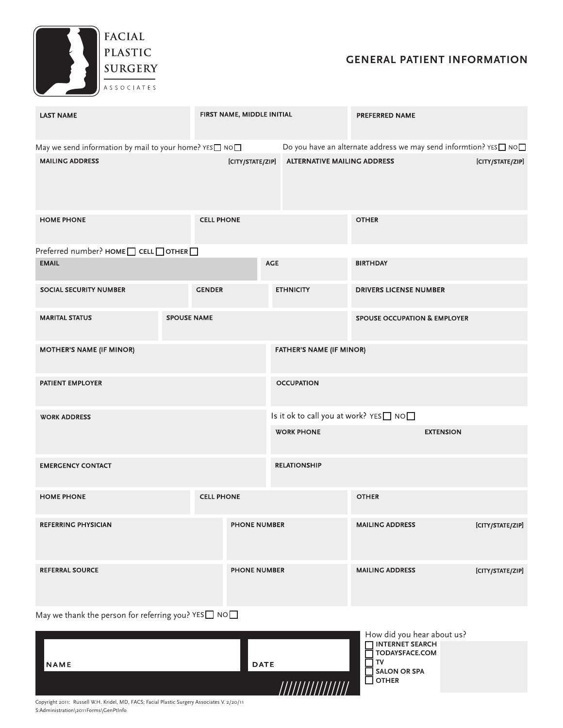FACIAL PLASTIC SURGERY ASSOCIATES

# GENERAL PATIENT INFORMATION

| LAST NAME | FIRST NAME, MIDDLE INITIAL | PREFERRED NAME |
|---|---|---|
| | | |

May we send information by mail to your home? YES ☐ NO ☐ Do you have an alternate address we may send informtion? YES ☐ NO ☐

| MAILING ADDRESS [CITY/STATE/ZIP] | ALTERNATIVE MAILING ADDRESS [CITY/STATE/ZIP] |
|---|---|
| | |

| HOME PHONE | CELL PHONE | OTHER |
|---|---|---|
| | | |

Preferred number? HOME ☐ CELL ☐ OTHER ☐

| EMAIL | AGE | BIRTHDAY |
|---|---|---|
| | | |

| SOCIAL SECURITY NUMBER | GENDER | ETHNICITY | DRIVERS LICENSE NUMBER |
|---|---|---|---|
| | | | |

| MARITAL STATUS | SPOUSE NAME | SPOUSE OCCUPATION & EMPLOYER |
|---|---|---|
| | | |

| MOTHER'S NAME (IF MINOR) | FATHER'S NAME (IF MINOR) |
|---|---|
| | |

| PATIENT EMPLOYER | OCCUPATION |
|---|---|
| | |

Is it ok to call you at work? YES ☐ NO ☐

| WORK ADDRESS | WORK PHONE | EXTENSION |
|---|---|---|
| | | |

| EMERGENCY CONTACT | RELATIONSHIP |
|---|---|
| | |

| HOME PHONE | CELL PHONE | OTHER |
|---|---|---|
| | | |

| REFERRING PHYSICIAN | PHONE NUMBER | MAILING ADDRESS [CITY/STATE/ZIP] |
|---|---|---|
| | | |

| REFERRAL SOURCE | PHONE NUMBER | MAILING ADDRESS [CITY/STATE/ZIP] |
|---|---|---|
| | | |

May we thank the person for referring you? YES ☐ NO ☐

| NAME | DATE |
|---|---|
| | |

How did you hear about us?
- ☐ INTERNET SEARCH
- ☐ TODAYSFACE.COM
- ☐ TV
- ☐ SALON OR SPA
- ☐ OTHER

Copyright 2011: Russell W.H. Kridel, MD, FACS; Facial Plastic Surgery Associates V. 2/20/11
S:Administration\2011Forms\GenPtInfo